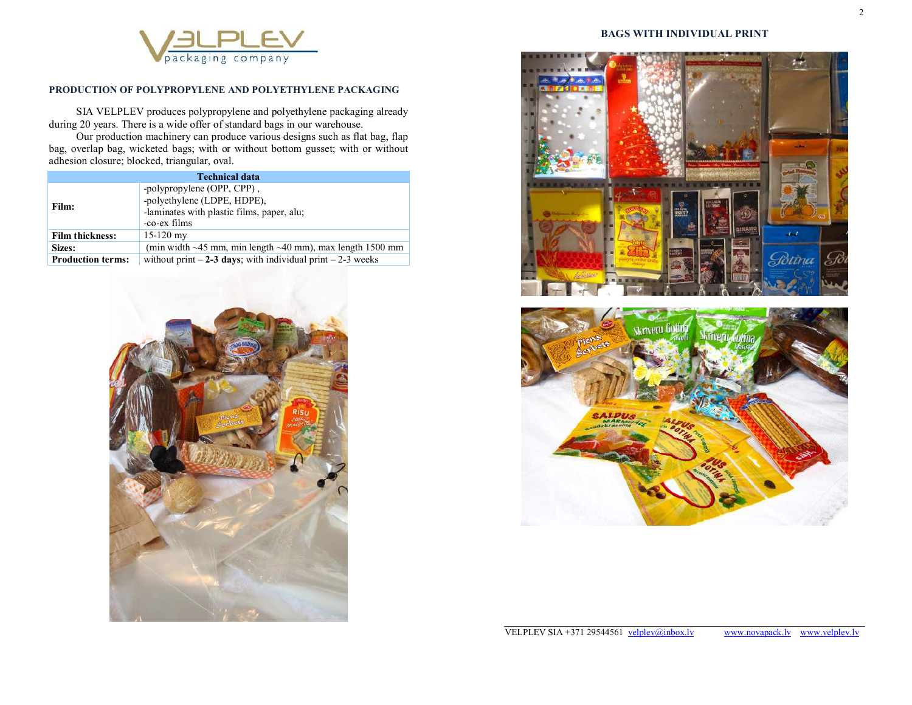VELPLEV packaging company

## PRODUCTION OF POLYPROPYLENE AND POLYETHYLENE PACKAGING

SIA VELPLEV produces polypropylene and polyethylene packaging already during 20 years. There is a wide offer of standard bags in our warehouse.

Our production machinery can produce various designs such as flat bag, flap bag, overlap bag, wicketed bags; with or without bottom gusset; with or without adhesion closure; blocked, triangular, oval.

| Technical data | |
|---|---|
| **Film:** | -polypropylene (OPP, CPP) ,<br>-polyethylene (LDPE, HDPE),<br>-laminates with plastic films, paper, alu;<br>-co-ex films |
| **Film thickness:** | 15-120 my |
| **Sizes:** | (min width ~45 mm, min length ~40 mm), max length 1500 mm |
| **Production terms:** | without print – **2-3 days**; with individual print – 2-3 weeks |

## BAGS WITH INDIVIDUAL PRINT

VELPLEV SIA +371 29544561 velplev@inbox.lv www.novapack.lv www.velplev.lv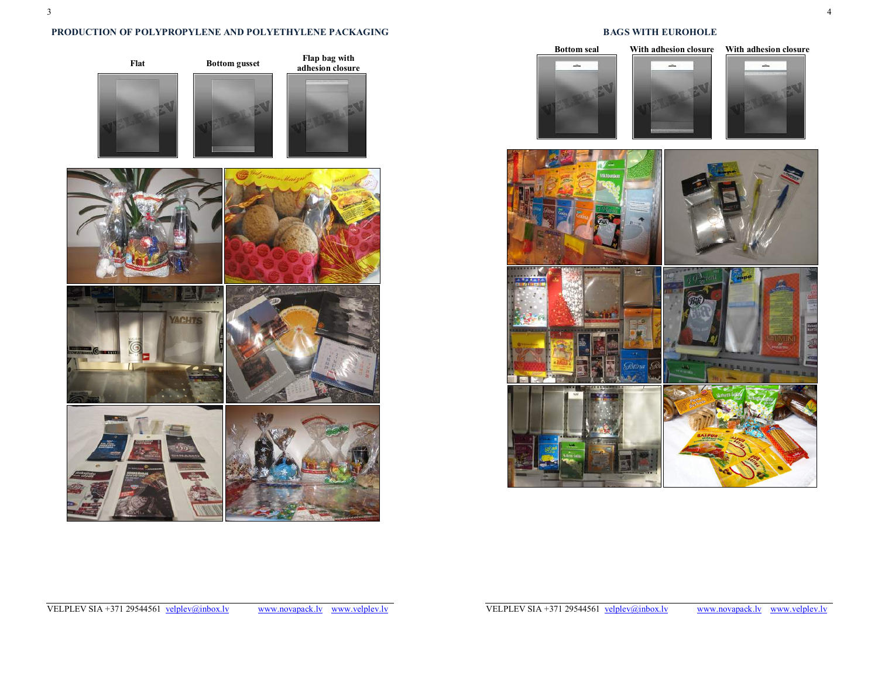## PRODUCTION OF POLYPROPYLENE AND POLYETHYLENE PACKAGING

Flat

Bottom gusset

Flap bag with adhesion closure

## BAGS WITH EUROHOLE

Bottom seal

With adhesion closure

With adhesion closure

VELPLEV SIA +371 29544561 velplev@inbox.lv www.novapack.lv www.velplev.lv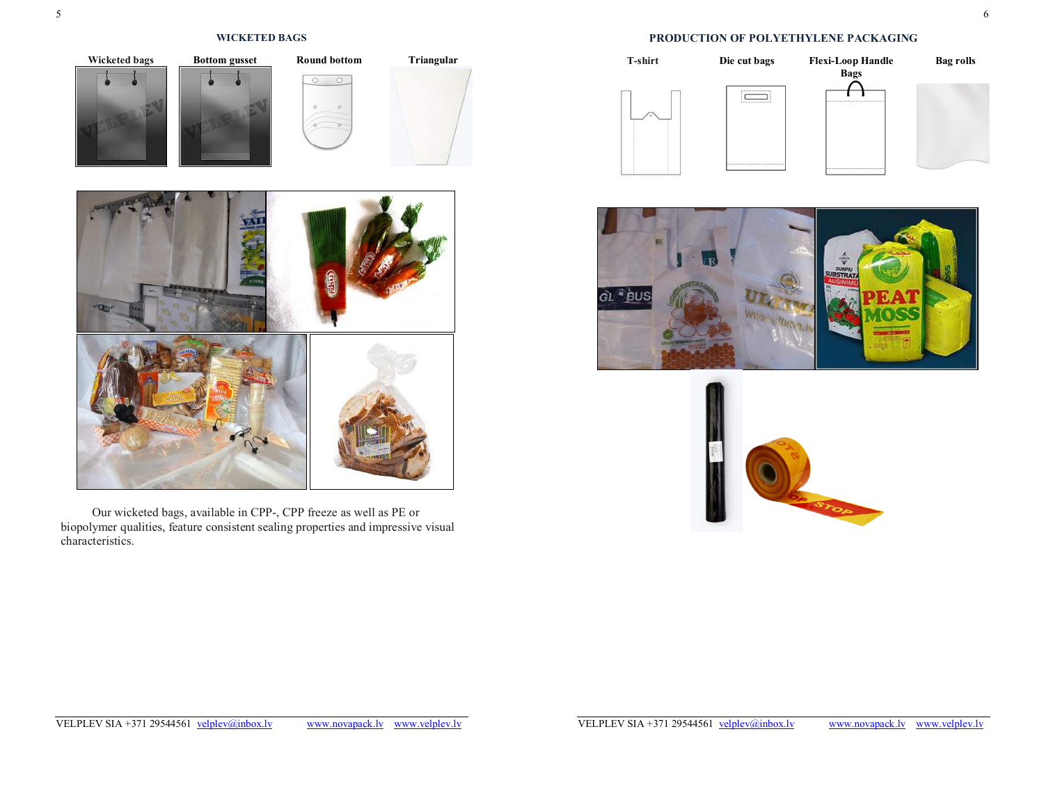## WICKETED BAGS

**Wicketed bags** **Bottom gusset** **Round bottom** **Triangular**

Our wicketed bags, available in CPP-, CPP freeze as well as PE or biopolymer qualities, feature consistent sealing properties and impressive visual characteristics.

## PRODUCTION OF POLYETHYLENE PACKAGING

**T-shirt** **Die cut bags** **Flexi-Loop Handle Bags** **Bag rolls**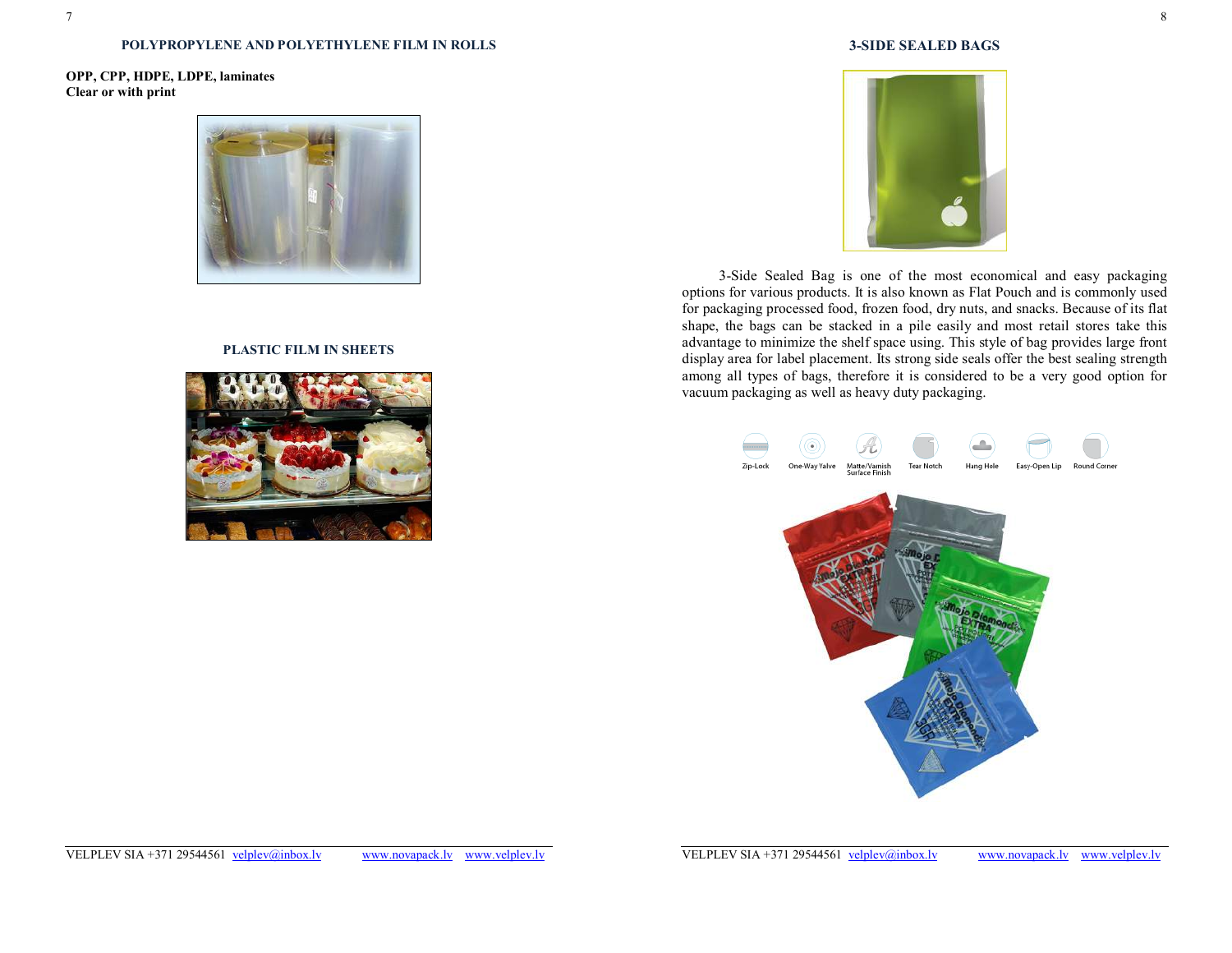## POLYPROPYLENE AND POLYETHYLENE FILM IN ROLLS

**OPP, CPP, HDPE, LDPE, laminates**
**Clear or with print**

## PLASTIC FILM IN SHEETS

## 3-SIDE SEALED BAGS

3-Side Sealed Bag is one of the most economical and easy packaging options for various products. It is also known as Flat Pouch and is commonly used for packaging processed food, frozen food, dry nuts, and snacks. Because of its flat shape, the bags can be stacked in a pile easily and most retail stores take this advantage to minimize the shelf space using. This style of bag provides large front display area for label placement. Its strong side seals offer the best sealing strength among all types of bags, therefore it is considered to be a very good option for vacuum packaging as well as heavy duty packaging.

Zip-Lock · One-Way Valve · Matte/Varnish Surface Finish · Tear Notch · Hang Hole · Easy-Open Lip · Round Corner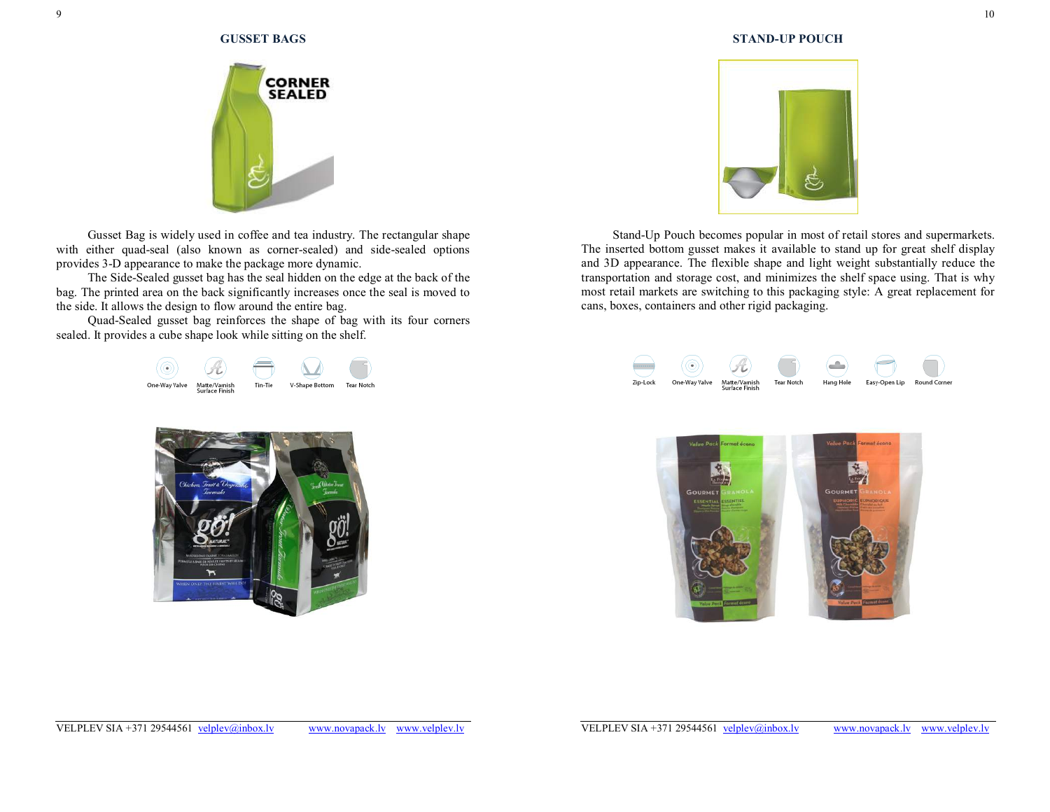## GUSSET BAGS

Gusset Bag is widely used in coffee and tea industry. The rectangular shape with either quad-seal (also known as corner-sealed) and side-sealed options provides 3-D appearance to make the package more dynamic.

The Side-Sealed gusset bag has the seal hidden on the edge at the back of the bag. The printed area on the back significantly increases once the seal is moved to the side. It allows the design to flow around the entire bag.

Quad-Sealed gusset bag reinforces the shape of bag with its four corners sealed. It provides a cube shape look while sitting on the shelf.

One-Way Valve | Matte/Varnish Surface Finish | Tin-Tie | V-Shape Bottom | Tear Notch

## STAND-UP POUCH

Stand-Up Pouch becomes popular in most of retail stores and supermarkets. The inserted bottom gusset makes it available to stand up for great shelf display and 3D appearance. The flexible shape and light weight substantially reduce the transportation and storage cost, and minimizes the shelf space using. That is why most retail markets are switching to this packaging style: A great replacement for cans, boxes, containers and other rigid packaging.

Zip-Lock | One-Way Valve | Matte/Varnish Surface Finish | Tear Notch | Hang Hole | Easy-Open Lip | Round Corner

VELPLEV SIA +371 29544561 velplev@inbox.lv www.novapack.lv www.velplev.lv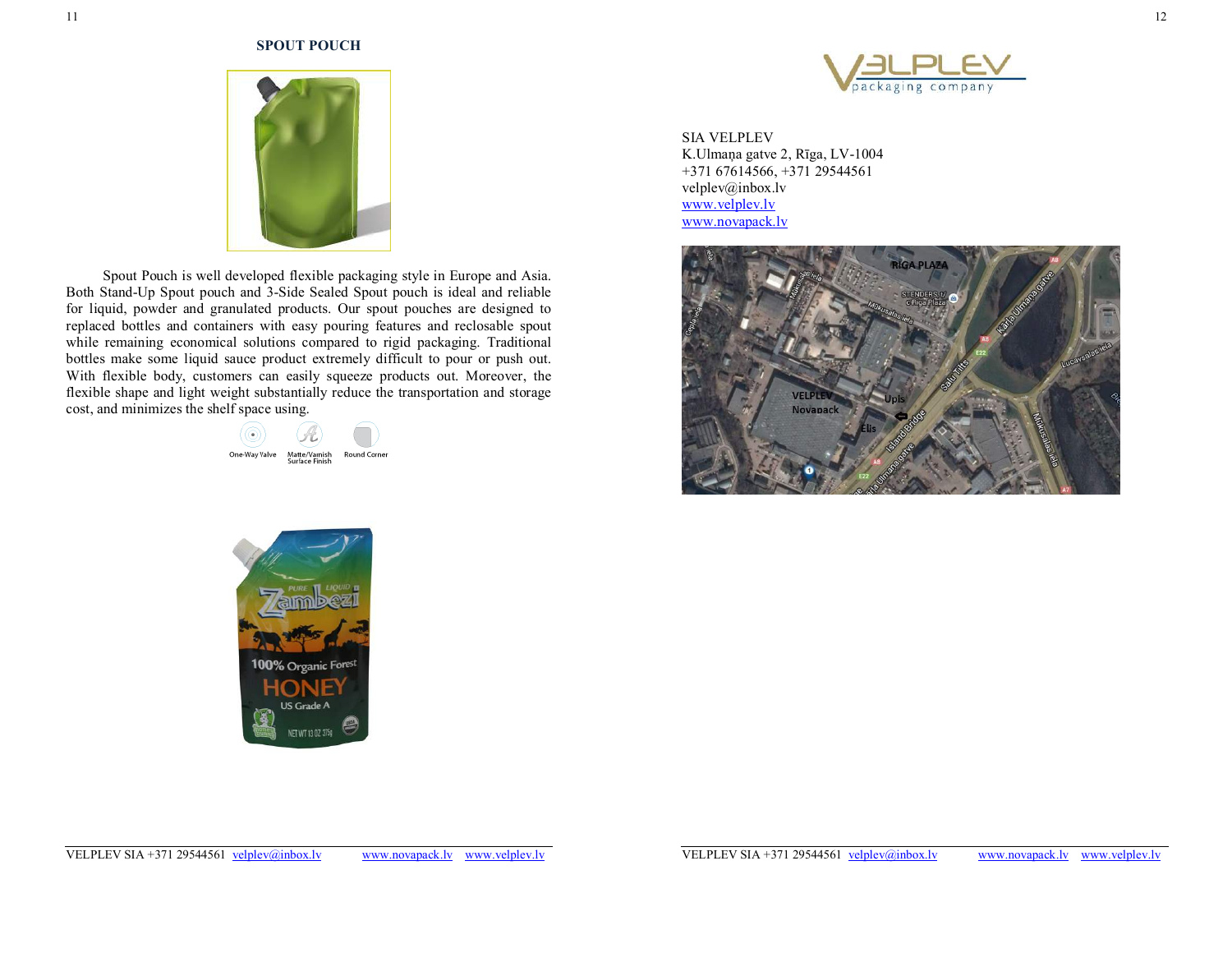## SPOUT POUCH

Spout Pouch is well developed flexible packaging style in Europe and Asia. Both Stand-Up Spout pouch and 3-Side Sealed Spout pouch is ideal and reliable for liquid, powder and granulated products. Our spout pouches are designed to replaced bottles and containers with easy pouring features and reclosable spout while remaining economical solutions compared to rigid packaging. Traditional bottles make some liquid sauce product extremely difficult to pour or push out. With flexible body, customers can easily squeeze products out. Moreover, the flexible shape and light weight substantially reduce the transportation and storage cost, and minimizes the shelf space using.

One-Way Valve Matte/Varnish Surface Finish Round Corner

SIA VELPLEV
K.Ulmaņa gatve 2, Rīga, LV-1004
+371 67614566, +371 29544561
velplev@inbox.lv
www.velplev.lv
www.novapack.lv